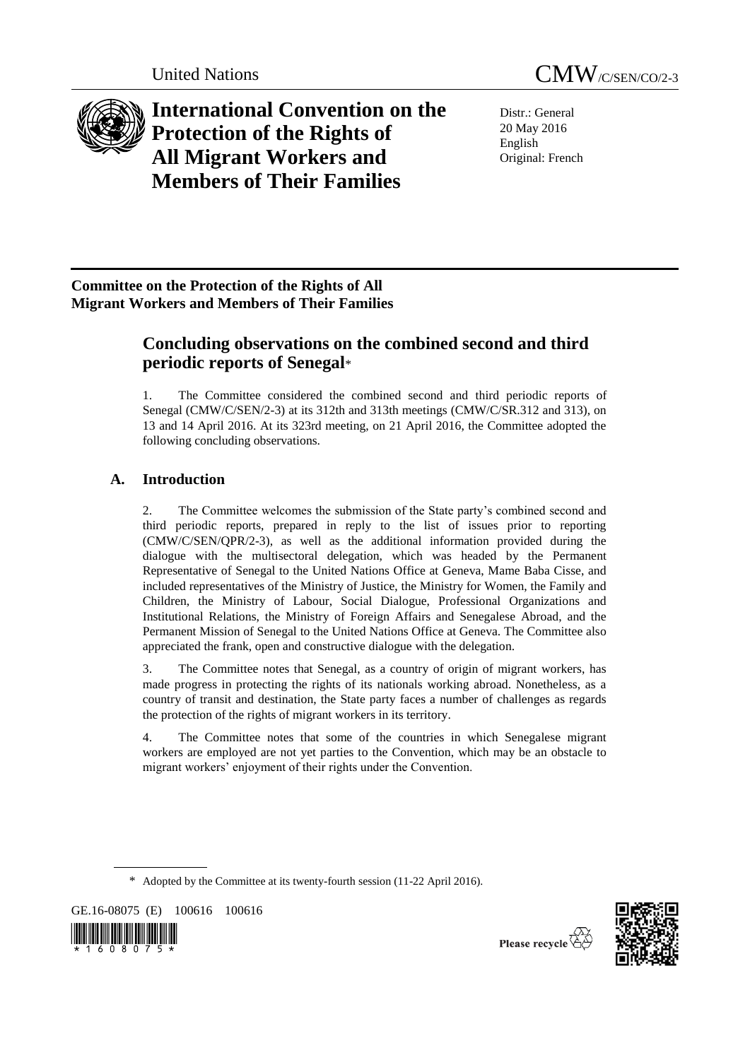United Nations

CMW/C/SEN/CO/2-3

# International Convention on the Protection of the Rights of All Migrant Workers and Members of Their Families

Distr.: General
20 May 2016
English
Original: French

**Committee on the Protection of the Rights of All Migrant Workers and Members of Their Families**

## Concluding observations on the combined second and third periodic reports of Senegal*

1. The Committee considered the combined second and third periodic reports of Senegal (CMW/C/SEN/2-3) at its 312th and 313th meetings (CMW/C/SR.312 and 313), on 13 and 14 April 2016. At its 323rd meeting, on 21 April 2016, the Committee adopted the following concluding observations.

### A. Introduction

2. The Committee welcomes the submission of the State party's combined second and third periodic reports, prepared in reply to the list of issues prior to reporting (CMW/C/SEN/QPR/2-3), as well as the additional information provided during the dialogue with the multisectoral delegation, which was headed by the Permanent Representative of Senegal to the United Nations Office at Geneva, Mame Baba Cisse, and included representatives of the Ministry of Justice, the Ministry for Women, the Family and Children, the Ministry of Labour, Social Dialogue, Professional Organizations and Institutional Relations, the Ministry of Foreign Affairs and Senegalese Abroad, and the Permanent Mission of Senegal to the United Nations Office at Geneva. The Committee also appreciated the frank, open and constructive dialogue with the delegation.

3. The Committee notes that Senegal, as a country of origin of migrant workers, has made progress in protecting the rights of its nationals working abroad. Nonetheless, as a country of transit and destination, the State party faces a number of challenges as regards the protection of the rights of migrant workers in its territory.

4. The Committee notes that some of the countries in which Senegalese migrant workers are employed are not yet parties to the Convention, which may be an obstacle to migrant workers' enjoyment of their rights under the Convention.

\* Adopted by the Committee at its twenty-fourth session (11-22 April 2016).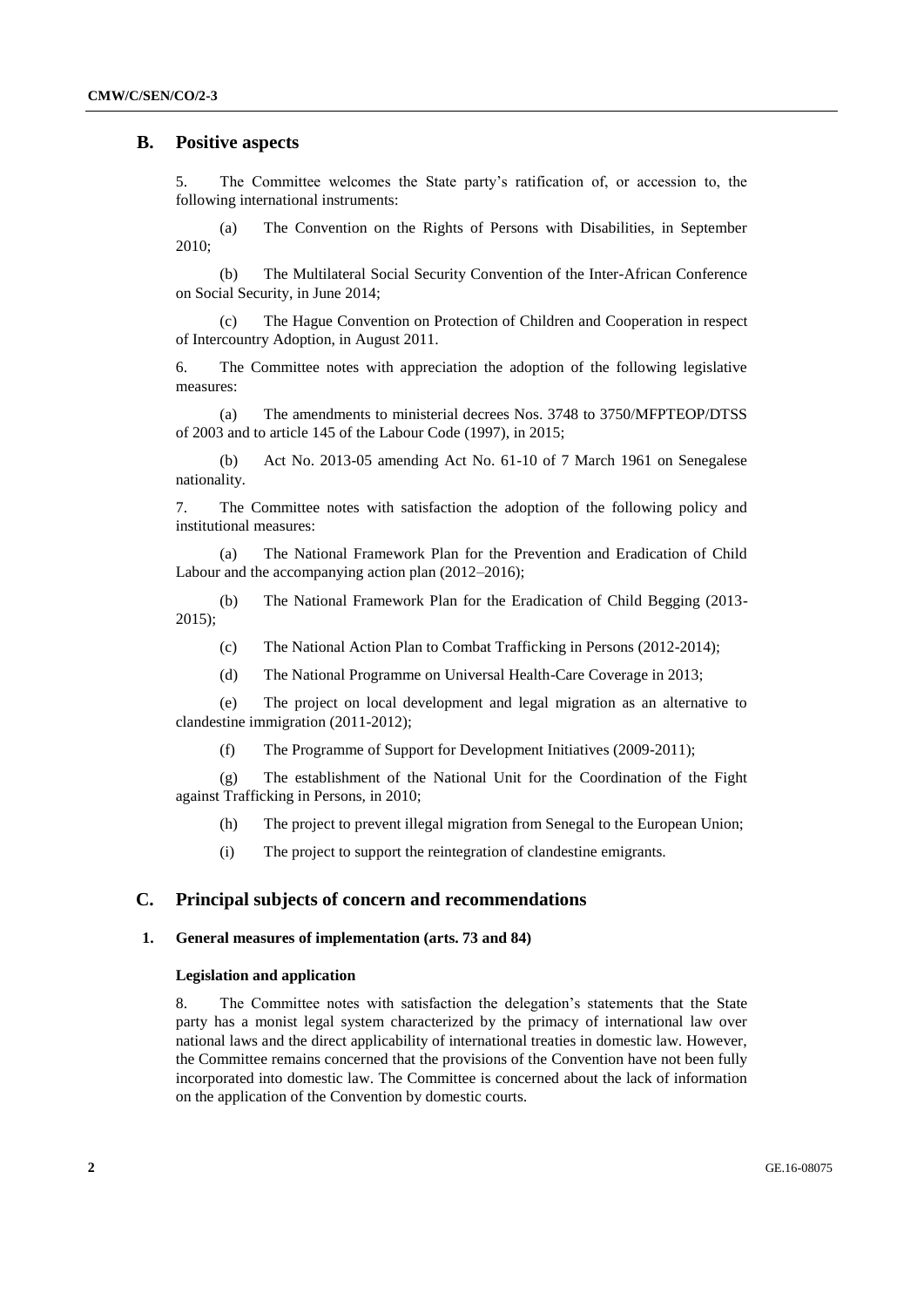## B. Positive aspects

5. The Committee welcomes the State party's ratification of, or accession to, the following international instruments:

(a) The Convention on the Rights of Persons with Disabilities, in September 2010;

(b) The Multilateral Social Security Convention of the Inter-African Conference on Social Security, in June 2014;

(c) The Hague Convention on Protection of Children and Cooperation in respect of Intercountry Adoption, in August 2011.

6. The Committee notes with appreciation the adoption of the following legislative measures:

(a) The amendments to ministerial decrees Nos. 3748 to 3750/MFPTEOP/DTSS of 2003 and to article 145 of the Labour Code (1997), in 2015;

(b) Act No. 2013-05 amending Act No. 61-10 of 7 March 1961 on Senegalese nationality.

7. The Committee notes with satisfaction the adoption of the following policy and institutional measures:

(a) The National Framework Plan for the Prevention and Eradication of Child Labour and the accompanying action plan (2012–2016);

(b) The National Framework Plan for the Eradication of Child Begging (2013-2015);

(c) The National Action Plan to Combat Trafficking in Persons (2012-2014);

(d) The National Programme on Universal Health-Care Coverage in 2013;

(e) The project on local development and legal migration as an alternative to clandestine immigration (2011-2012);

(f) The Programme of Support for Development Initiatives (2009-2011);

(g) The establishment of the National Unit for the Coordination of the Fight against Trafficking in Persons, in 2010;

(h) The project to prevent illegal migration from Senegal to the European Union;

(i) The project to support the reintegration of clandestine emigrants.

## C. Principal subjects of concern and recommendations

### 1. General measures of implementation (arts. 73 and 84)

#### Legislation and application

8. The Committee notes with satisfaction the delegation's statements that the State party has a monist legal system characterized by the primacy of international law over national laws and the direct applicability of international treaties in domestic law. However, the Committee remains concerned that the provisions of the Convention have not been fully incorporated into domestic law. The Committee is concerned about the lack of information on the application of the Convention by domestic courts.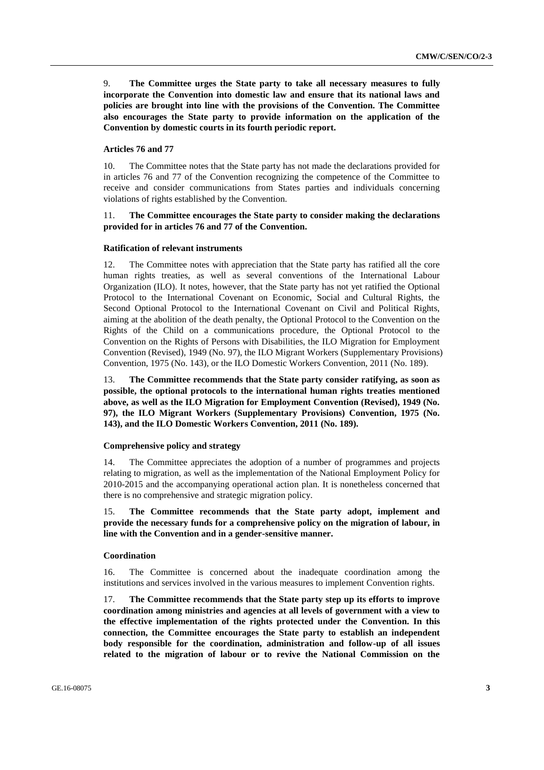9. **The Committee urges the State party to take all necessary measures to fully incorporate the Convention into domestic law and ensure that its national laws and policies are brought into line with the provisions of the Convention. The Committee also encourages the State party to provide information on the application of the Convention by domestic courts in its fourth periodic report.**

#### Articles 76 and 77

10. The Committee notes that the State party has not made the declarations provided for in articles 76 and 77 of the Convention recognizing the competence of the Committee to receive and consider communications from States parties and individuals concerning violations of rights established by the Convention.

11. **The Committee encourages the State party to consider making the declarations provided for in articles 76 and 77 of the Convention.**

#### Ratification of relevant instruments

12. The Committee notes with appreciation that the State party has ratified all the core human rights treaties, as well as several conventions of the International Labour Organization (ILO). It notes, however, that the State party has not yet ratified the Optional Protocol to the International Covenant on Economic, Social and Cultural Rights, the Second Optional Protocol to the International Covenant on Civil and Political Rights, aiming at the abolition of the death penalty, the Optional Protocol to the Convention on the Rights of the Child on a communications procedure, the Optional Protocol to the Convention on the Rights of Persons with Disabilities, the ILO Migration for Employment Convention (Revised), 1949 (No. 97), the ILO Migrant Workers (Supplementary Provisions) Convention, 1975 (No. 143), or the ILO Domestic Workers Convention, 2011 (No. 189).

13. **The Committee recommends that the State party consider ratifying, as soon as possible, the optional protocols to the international human rights treaties mentioned above, as well as the ILO Migration for Employment Convention (Revised), 1949 (No. 97), the ILO Migrant Workers (Supplementary Provisions) Convention, 1975 (No. 143), and the ILO Domestic Workers Convention, 2011 (No. 189).**

#### Comprehensive policy and strategy

14. The Committee appreciates the adoption of a number of programmes and projects relating to migration, as well as the implementation of the National Employment Policy for 2010-2015 and the accompanying operational action plan. It is nonetheless concerned that there is no comprehensive and strategic migration policy.

15. **The Committee recommends that the State party adopt, implement and provide the necessary funds for a comprehensive policy on the migration of labour, in line with the Convention and in a gender-sensitive manner.**

#### Coordination

16. The Committee is concerned about the inadequate coordination among the institutions and services involved in the various measures to implement Convention rights.

17. **The Committee recommends that the State party step up its efforts to improve coordination among ministries and agencies at all levels of government with a view to the effective implementation of the rights protected under the Convention. In this connection, the Committee encourages the State party to establish an independent body responsible for the coordination, administration and follow-up of all issues related to the migration of labour or to revive the National Commission on the**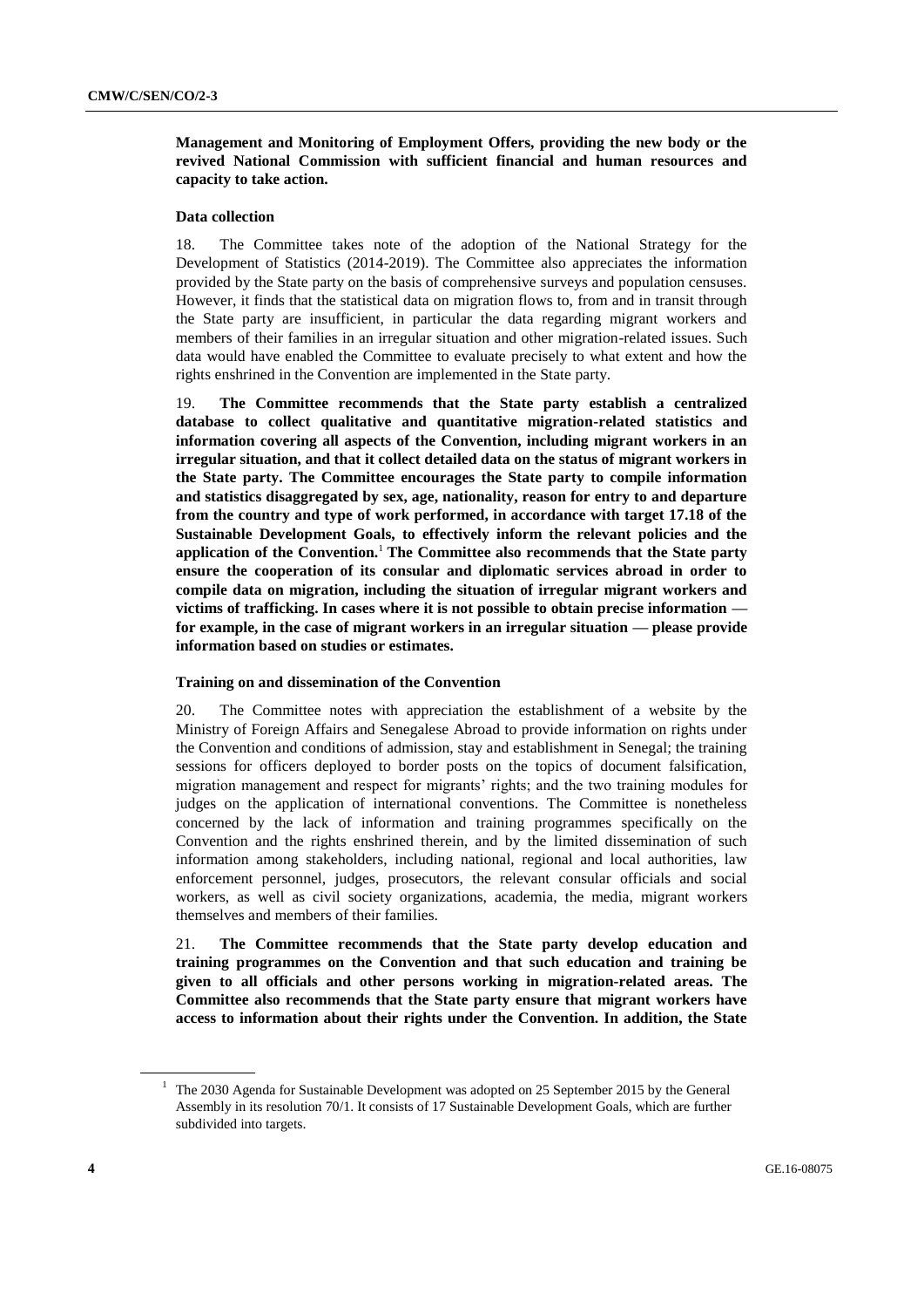**Management and Monitoring of Employment Offers, providing the new body or the revived National Commission with sufficient financial and human resources and capacity to take action.**

### Data collection

18. The Committee takes note of the adoption of the National Strategy for the Development of Statistics (2014-2019). The Committee also appreciates the information provided by the State party on the basis of comprehensive surveys and population censuses. However, it finds that the statistical data on migration flows to, from and in transit through the State party are insufficient, in particular the data regarding migrant workers and members of their families in an irregular situation and other migration-related issues. Such data would have enabled the Committee to evaluate precisely to what extent and how the rights enshrined in the Convention are implemented in the State party.

19. **The Committee recommends that the State party establish a centralized database to collect qualitative and quantitative migration-related statistics and information covering all aspects of the Convention, including migrant workers in an irregular situation, and that it collect detailed data on the status of migrant workers in the State party. The Committee encourages the State party to compile information and statistics disaggregated by sex, age, nationality, reason for entry to and departure from the country and type of work performed, in accordance with target 17.18 of the Sustainable Development Goals, to effectively inform the relevant policies and the application of the Convention.**[1] **The Committee also recommends that the State party ensure the cooperation of its consular and diplomatic services abroad in order to compile data on migration, including the situation of irregular migrant workers and victims of trafficking. In cases where it is not possible to obtain precise information — for example, in the case of migrant workers in an irregular situation — please provide information based on studies or estimates.**

### Training on and dissemination of the Convention

20. The Committee notes with appreciation the establishment of a website by the Ministry of Foreign Affairs and Senegalese Abroad to provide information on rights under the Convention and conditions of admission, stay and establishment in Senegal; the training sessions for officers deployed to border posts on the topics of document falsification, migration management and respect for migrants' rights; and the two training modules for judges on the application of international conventions. The Committee is nonetheless concerned by the lack of information and training programmes specifically on the Convention and the rights enshrined therein, and by the limited dissemination of such information among stakeholders, including national, regional and local authorities, law enforcement personnel, judges, prosecutors, the relevant consular officials and social workers, as well as civil society organizations, academia, the media, migrant workers themselves and members of their families.

21. **The Committee recommends that the State party develop education and training programmes on the Convention and that such education and training be given to all officials and other persons working in migration-related areas. The Committee also recommends that the State party ensure that migrant workers have access to information about their rights under the Convention. In addition, the State**

---

[1] The 2030 Agenda for Sustainable Development was adopted on 25 September 2015 by the General Assembly in its resolution 70/1. It consists of 17 Sustainable Development Goals, which are further subdivided into targets.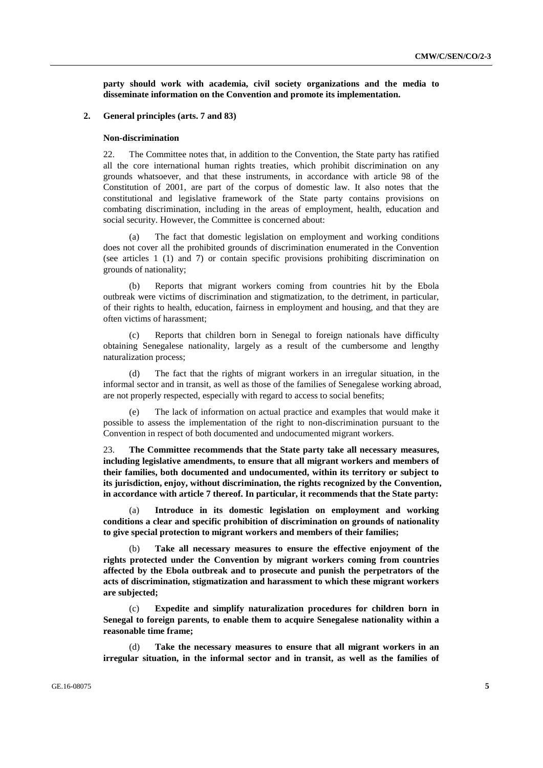**party should work with academia, civil society organizations and the media to disseminate information on the Convention and promote its implementation.**

## 2. General principles (arts. 7 and 83)

### Non-discrimination

22. The Committee notes that, in addition to the Convention, the State party has ratified all the core international human rights treaties, which prohibit discrimination on any grounds whatsoever, and that these instruments, in accordance with article 98 of the Constitution of 2001, are part of the corpus of domestic law. It also notes that the constitutional and legislative framework of the State party contains provisions on combating discrimination, including in the areas of employment, health, education and social security. However, the Committee is concerned about:

(a) The fact that domestic legislation on employment and working conditions does not cover all the prohibited grounds of discrimination enumerated in the Convention (see articles 1 (1) and 7) or contain specific provisions prohibiting discrimination on grounds of nationality;

(b) Reports that migrant workers coming from countries hit by the Ebola outbreak were victims of discrimination and stigmatization, to the detriment, in particular, of their rights to health, education, fairness in employment and housing, and that they are often victims of harassment;

(c) Reports that children born in Senegal to foreign nationals have difficulty obtaining Senegalese nationality, largely as a result of the cumbersome and lengthy naturalization process;

(d) The fact that the rights of migrant workers in an irregular situation, in the informal sector and in transit, as well as those of the families of Senegalese working abroad, are not properly respected, especially with regard to access to social benefits;

(e) The lack of information on actual practice and examples that would make it possible to assess the implementation of the right to non-discrimination pursuant to the Convention in respect of both documented and undocumented migrant workers.

23. **The Committee recommends that the State party take all necessary measures, including legislative amendments, to ensure that all migrant workers and members of their families, both documented and undocumented, within its territory or subject to its jurisdiction, enjoy, without discrimination, the rights recognized by the Convention, in accordance with article 7 thereof. In particular, it recommends that the State party:**

(a) **Introduce in its domestic legislation on employment and working conditions a clear and specific prohibition of discrimination on grounds of nationality to give special protection to migrant workers and members of their families;**

(b) **Take all necessary measures to ensure the effective enjoyment of the rights protected under the Convention by migrant workers coming from countries affected by the Ebola outbreak and to prosecute and punish the perpetrators of the acts of discrimination, stigmatization and harassment to which these migrant workers are subjected;**

(c) **Expedite and simplify naturalization procedures for children born in Senegal to foreign parents, to enable them to acquire Senegalese nationality within a reasonable time frame;**

(d) **Take the necessary measures to ensure that all migrant workers in an irregular situation, in the informal sector and in transit, as well as the families of**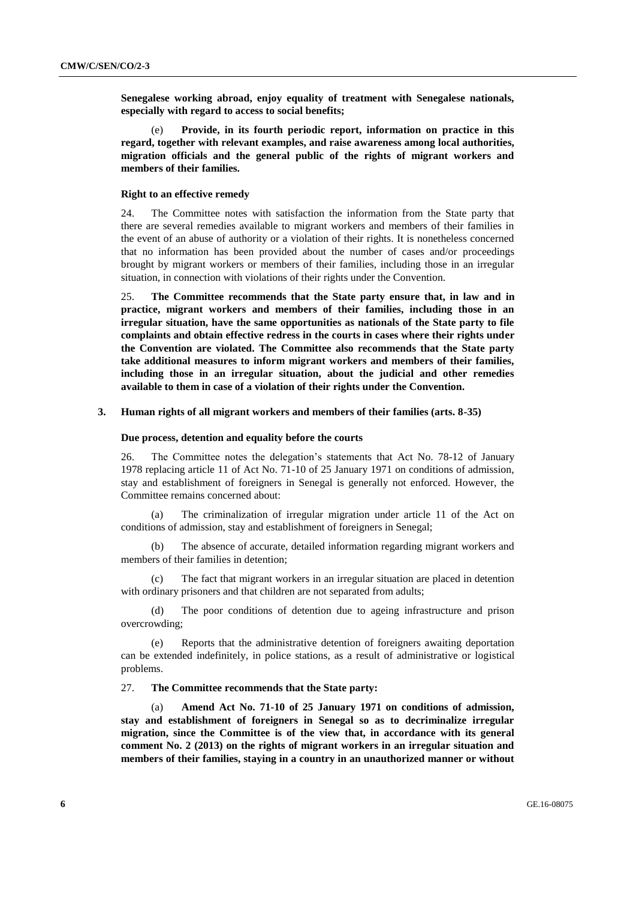**Senegalese working abroad, enjoy equality of treatment with Senegalese nationals, especially with regard to access to social benefits;**

(e) **Provide, in its fourth periodic report, information on practice in this regard, together with relevant examples, and raise awareness among local authorities, migration officials and the general public of the rights of migrant workers and members of their families.**

#### Right to an effective remedy

24. The Committee notes with satisfaction the information from the State party that there are several remedies available to migrant workers and members of their families in the event of an abuse of authority or a violation of their rights. It is nonetheless concerned that no information has been provided about the number of cases and/or proceedings brought by migrant workers or members of their families, including those in an irregular situation, in connection with violations of their rights under the Convention.

25. **The Committee recommends that the State party ensure that, in law and in practice, migrant workers and members of their families, including those in an irregular situation, have the same opportunities as nationals of the State party to file complaints and obtain effective redress in the courts in cases where their rights under the Convention are violated. The Committee also recommends that the State party take additional measures to inform migrant workers and members of their families, including those in an irregular situation, about the judicial and other remedies available to them in case of a violation of their rights under the Convention.**

### 3. Human rights of all migrant workers and members of their families (arts. 8-35)

#### Due process, detention and equality before the courts

26. The Committee notes the delegation's statements that Act No. 78-12 of January 1978 replacing article 11 of Act No. 71-10 of 25 January 1971 on conditions of admission, stay and establishment of foreigners in Senegal is generally not enforced. However, the Committee remains concerned about:

(a) The criminalization of irregular migration under article 11 of the Act on conditions of admission, stay and establishment of foreigners in Senegal;

(b) The absence of accurate, detailed information regarding migrant workers and members of their families in detention;

(c) The fact that migrant workers in an irregular situation are placed in detention with ordinary prisoners and that children are not separated from adults;

(d) The poor conditions of detention due to ageing infrastructure and prison overcrowding;

(e) Reports that the administrative detention of foreigners awaiting deportation can be extended indefinitely, in police stations, as a result of administrative or logistical problems.

27. **The Committee recommends that the State party:**

(a) **Amend Act No. 71-10 of 25 January 1971 on conditions of admission, stay and establishment of foreigners in Senegal so as to decriminalize irregular migration, since the Committee is of the view that, in accordance with its general comment No. 2 (2013) on the rights of migrant workers in an irregular situation and members of their families, staying in a country in an unauthorized manner or without**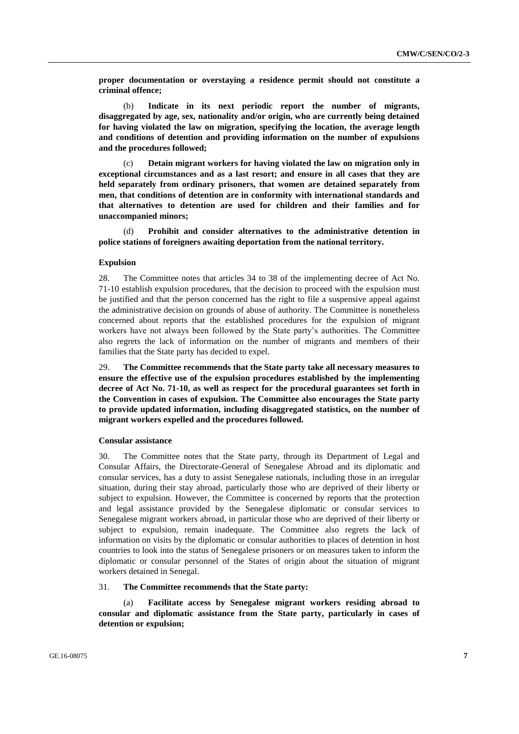**proper documentation or overstaying a residence permit should not constitute a criminal offence;**

(b) **Indicate in its next periodic report the number of migrants, disaggregated by age, sex, nationality and/or origin, who are currently being detained for having violated the law on migration, specifying the location, the average length and conditions of detention and providing information on the number of expulsions and the procedures followed;**

(c) **Detain migrant workers for having violated the law on migration only in exceptional circumstances and as a last resort; and ensure in all cases that they are held separately from ordinary prisoners, that women are detained separately from men, that conditions of detention are in conformity with international standards and that alternatives to detention are used for children and their families and for unaccompanied minors;**

(d) **Prohibit and consider alternatives to the administrative detention in police stations of foreigners awaiting deportation from the national territory.**

### Expulsion

28. The Committee notes that articles 34 to 38 of the implementing decree of Act No. 71-10 establish expulsion procedures, that the decision to proceed with the expulsion must be justified and that the person concerned has the right to file a suspensive appeal against the administrative decision on grounds of abuse of authority. The Committee is nonetheless concerned about reports that the established procedures for the expulsion of migrant workers have not always been followed by the State party's authorities. The Committee also regrets the lack of information on the number of migrants and members of their families that the State party has decided to expel.

29. **The Committee recommends that the State party take all necessary measures to ensure the effective use of the expulsion procedures established by the implementing decree of Act No. 71-10, as well as respect for the procedural guarantees set forth in the Convention in cases of expulsion. The Committee also encourages the State party to provide updated information, including disaggregated statistics, on the number of migrant workers expelled and the procedures followed.**

### Consular assistance

30. The Committee notes that the State party, through its Department of Legal and Consular Affairs, the Directorate-General of Senegalese Abroad and its diplomatic and consular services, has a duty to assist Senegalese nationals, including those in an irregular situation, during their stay abroad, particularly those who are deprived of their liberty or subject to expulsion. However, the Committee is concerned by reports that the protection and legal assistance provided by the Senegalese diplomatic or consular services to Senegalese migrant workers abroad, in particular those who are deprived of their liberty or subject to expulsion, remain inadequate. The Committee also regrets the lack of information on visits by the diplomatic or consular authorities to places of detention in host countries to look into the status of Senegalese prisoners or on measures taken to inform the diplomatic or consular personnel of the States of origin about the situation of migrant workers detained in Senegal.

31. **The Committee recommends that the State party:**

(a) **Facilitate access by Senegalese migrant workers residing abroad to consular and diplomatic assistance from the State party, particularly in cases of detention or expulsion;**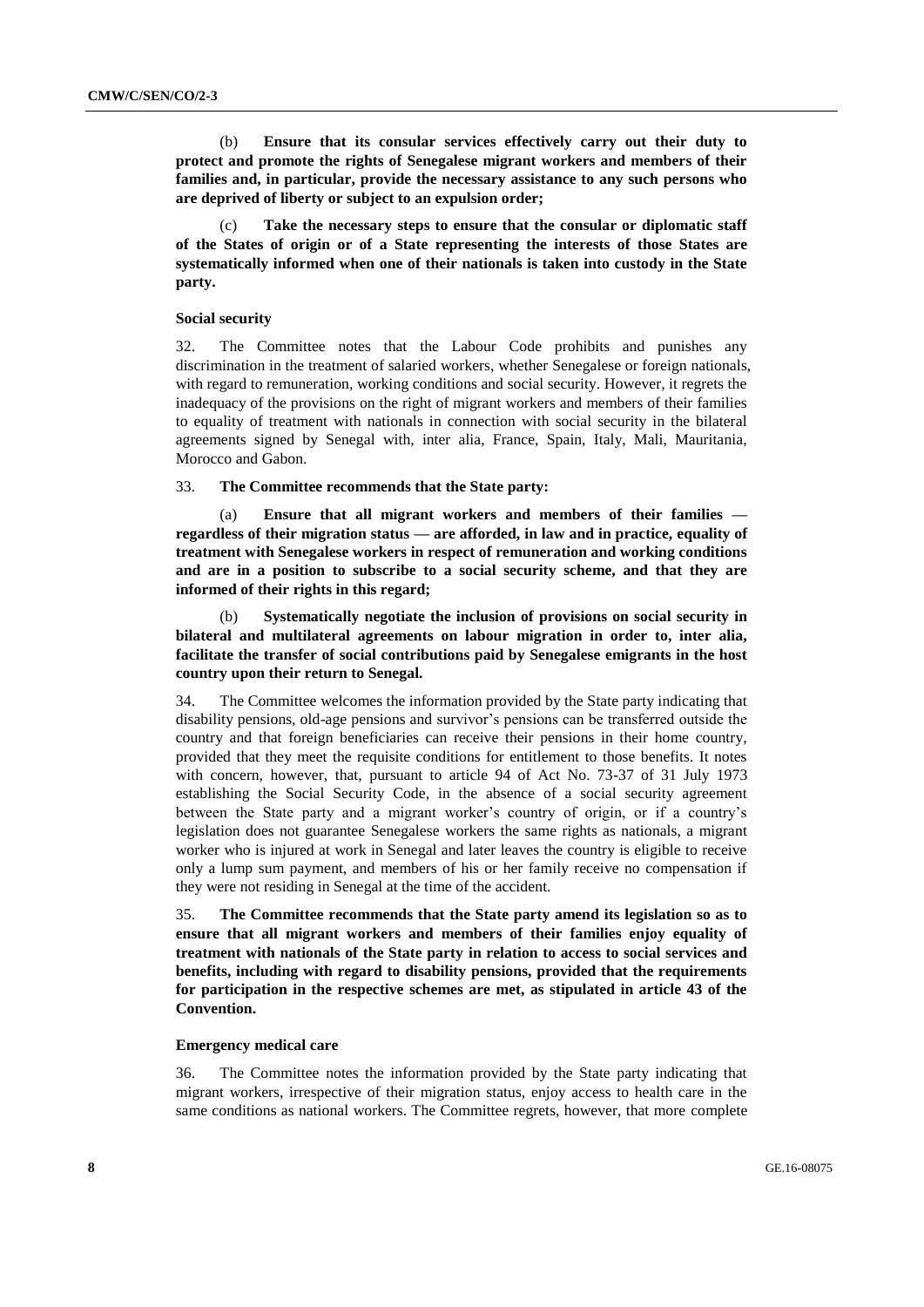(b) **Ensure that its consular services effectively carry out their duty to protect and promote the rights of Senegalese migrant workers and members of their families and, in particular, provide the necessary assistance to any such persons who are deprived of liberty or subject to an expulsion order;**

(c) **Take the necessary steps to ensure that the consular or diplomatic staff of the States of origin or of a State representing the interests of those States are systematically informed when one of their nationals is taken into custody in the State party.**

#### Social security

32. The Committee notes that the Labour Code prohibits and punishes any discrimination in the treatment of salaried workers, whether Senegalese or foreign nationals, with regard to remuneration, working conditions and social security. However, it regrets the inadequacy of the provisions on the right of migrant workers and members of their families to equality of treatment with nationals in connection with social security in the bilateral agreements signed by Senegal with, inter alia, France, Spain, Italy, Mali, Mauritania, Morocco and Gabon.

33. **The Committee recommends that the State party:**

(a) **Ensure that all migrant workers and members of their families — regardless of their migration status — are afforded, in law and in practice, equality of treatment with Senegalese workers in respect of remuneration and working conditions and are in a position to subscribe to a social security scheme, and that they are informed of their rights in this regard;**

(b) **Systematically negotiate the inclusion of provisions on social security in bilateral and multilateral agreements on labour migration in order to, inter alia, facilitate the transfer of social contributions paid by Senegalese emigrants in the host country upon their return to Senegal.**

34. The Committee welcomes the information provided by the State party indicating that disability pensions, old-age pensions and survivor's pensions can be transferred outside the country and that foreign beneficiaries can receive their pensions in their home country, provided that they meet the requisite conditions for entitlement to those benefits. It notes with concern, however, that, pursuant to article 94 of Act No. 73-37 of 31 July 1973 establishing the Social Security Code, in the absence of a social security agreement between the State party and a migrant worker's country of origin, or if a country's legislation does not guarantee Senegalese workers the same rights as nationals, a migrant worker who is injured at work in Senegal and later leaves the country is eligible to receive only a lump sum payment, and members of his or her family receive no compensation if they were not residing in Senegal at the time of the accident.

35. **The Committee recommends that the State party amend its legislation so as to ensure that all migrant workers and members of their families enjoy equality of treatment with nationals of the State party in relation to access to social services and benefits, including with regard to disability pensions, provided that the requirements for participation in the respective schemes are met, as stipulated in article 43 of the Convention.**

#### Emergency medical care

36. The Committee notes the information provided by the State party indicating that migrant workers, irrespective of their migration status, enjoy access to health care in the same conditions as national workers. The Committee regrets, however, that more complete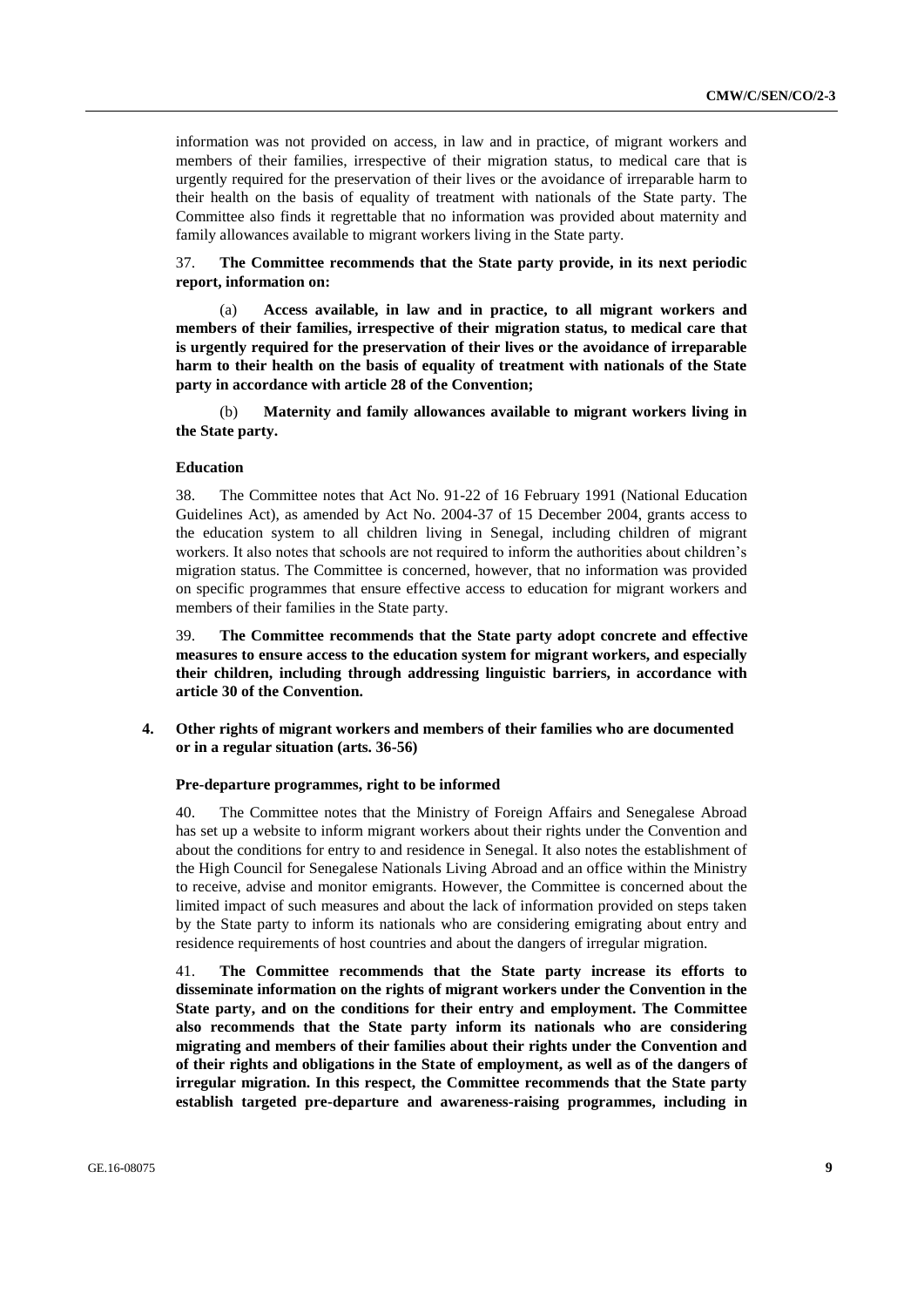information was not provided on access, in law and in practice, of migrant workers and members of their families, irrespective of their migration status, to medical care that is urgently required for the preservation of their lives or the avoidance of irreparable harm to their health on the basis of equality of treatment with nationals of the State party. The Committee also finds it regrettable that no information was provided about maternity and family allowances available to migrant workers living in the State party.

37. **The Committee recommends that the State party provide, in its next periodic report, information on:**

(a) **Access available, in law and in practice, to all migrant workers and members of their families, irrespective of their migration status, to medical care that is urgently required for the preservation of their lives or the avoidance of irreparable harm to their health on the basis of equality of treatment with nationals of the State party in accordance with article 28 of the Convention;**

(b) **Maternity and family allowances available to migrant workers living in the State party.**

### Education

38. The Committee notes that Act No. 91-22 of 16 February 1991 (National Education Guidelines Act), as amended by Act No. 2004-37 of 15 December 2004, grants access to the education system to all children living in Senegal, including children of migrant workers. It also notes that schools are not required to inform the authorities about children's migration status. The Committee is concerned, however, that no information was provided on specific programmes that ensure effective access to education for migrant workers and members of their families in the State party.

39. **The Committee recommends that the State party adopt concrete and effective measures to ensure access to the education system for migrant workers, and especially their children, including through addressing linguistic barriers, in accordance with article 30 of the Convention.**

## 4. Other rights of migrant workers and members of their families who are documented or in a regular situation (arts. 36-56)

### Pre-departure programmes, right to be informed

40. The Committee notes that the Ministry of Foreign Affairs and Senegalese Abroad has set up a website to inform migrant workers about their rights under the Convention and about the conditions for entry to and residence in Senegal. It also notes the establishment of the High Council for Senegalese Nationals Living Abroad and an office within the Ministry to receive, advise and monitor emigrants. However, the Committee is concerned about the limited impact of such measures and about the lack of information provided on steps taken by the State party to inform its nationals who are considering emigrating about entry and residence requirements of host countries and about the dangers of irregular migration.

41. **The Committee recommends that the State party increase its efforts to disseminate information on the rights of migrant workers under the Convention in the State party, and on the conditions for their entry and employment. The Committee also recommends that the State party inform its nationals who are considering migrating and members of their families about their rights under the Convention and of their rights and obligations in the State of employment, as well as of the dangers of irregular migration. In this respect, the Committee recommends that the State party establish targeted pre-departure and awareness-raising programmes, including in**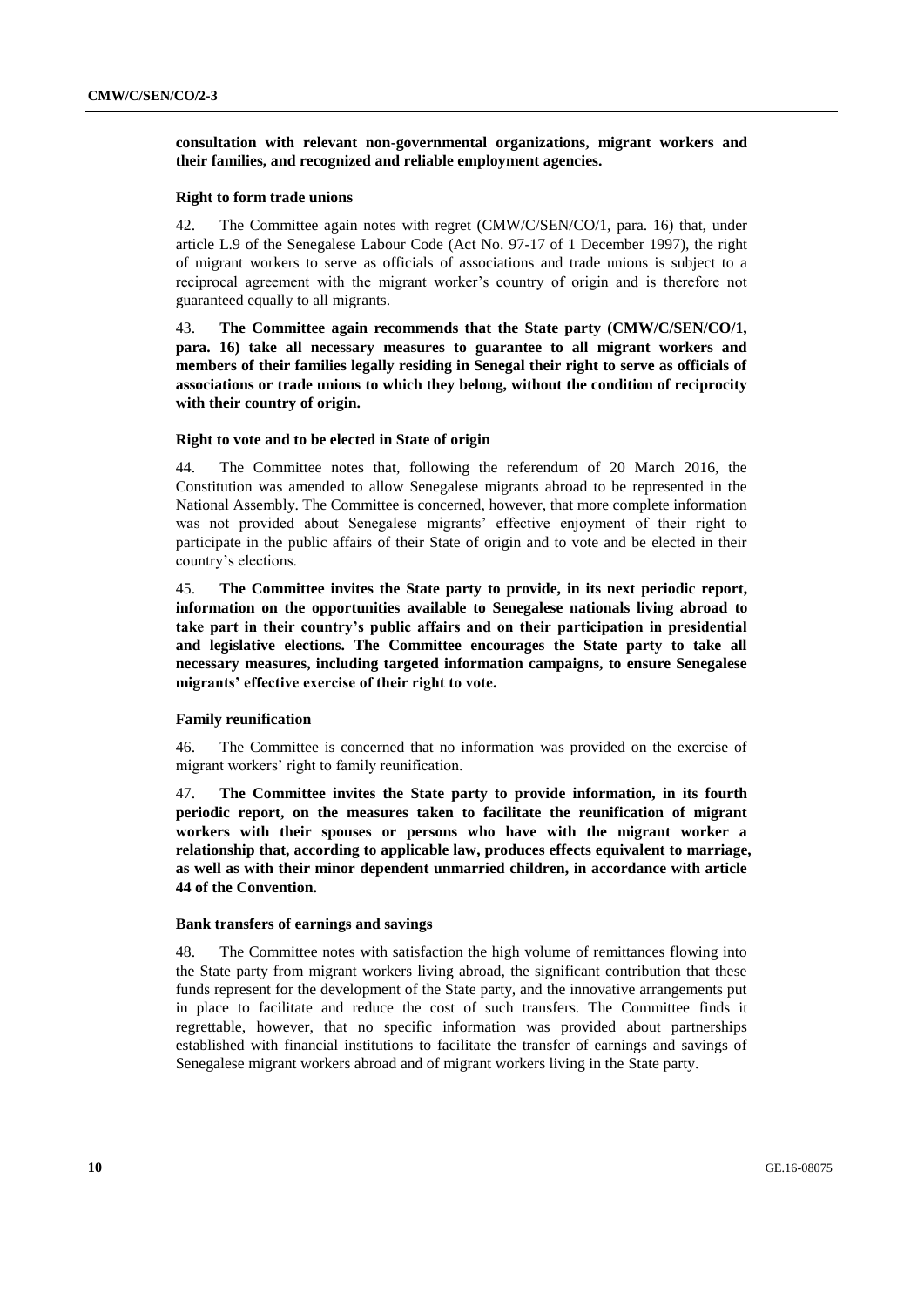**consultation with relevant non-governmental organizations, migrant workers and their families, and recognized and reliable employment agencies.**

### Right to form trade unions

42. The Committee again notes with regret (CMW/C/SEN/CO/1, para. 16) that, under article L.9 of the Senegalese Labour Code (Act No. 97-17 of 1 December 1997), the right of migrant workers to serve as officials of associations and trade unions is subject to a reciprocal agreement with the migrant worker's country of origin and is therefore not guaranteed equally to all migrants.

43. **The Committee again recommends that the State party (CMW/C/SEN/CO/1, para. 16) take all necessary measures to guarantee to all migrant workers and members of their families legally residing in Senegal their right to serve as officials of associations or trade unions to which they belong, without the condition of reciprocity with their country of origin.**

### Right to vote and to be elected in State of origin

44. The Committee notes that, following the referendum of 20 March 2016, the Constitution was amended to allow Senegalese migrants abroad to be represented in the National Assembly. The Committee is concerned, however, that more complete information was not provided about Senegalese migrants' effective enjoyment of their right to participate in the public affairs of their State of origin and to vote and be elected in their country's elections.

45. **The Committee invites the State party to provide, in its next periodic report, information on the opportunities available to Senegalese nationals living abroad to take part in their country's public affairs and on their participation in presidential and legislative elections. The Committee encourages the State party to take all necessary measures, including targeted information campaigns, to ensure Senegalese migrants' effective exercise of their right to vote.**

### Family reunification

46. The Committee is concerned that no information was provided on the exercise of migrant workers' right to family reunification.

47. **The Committee invites the State party to provide information, in its fourth periodic report, on the measures taken to facilitate the reunification of migrant workers with their spouses or persons who have with the migrant worker a relationship that, according to applicable law, produces effects equivalent to marriage, as well as with their minor dependent unmarried children, in accordance with article 44 of the Convention.**

### Bank transfers of earnings and savings

48. The Committee notes with satisfaction the high volume of remittances flowing into the State party from migrant workers living abroad, the significant contribution that these funds represent for the development of the State party, and the innovative arrangements put in place to facilitate and reduce the cost of such transfers. The Committee finds it regrettable, however, that no specific information was provided about partnerships established with financial institutions to facilitate the transfer of earnings and savings of Senegalese migrant workers abroad and of migrant workers living in the State party.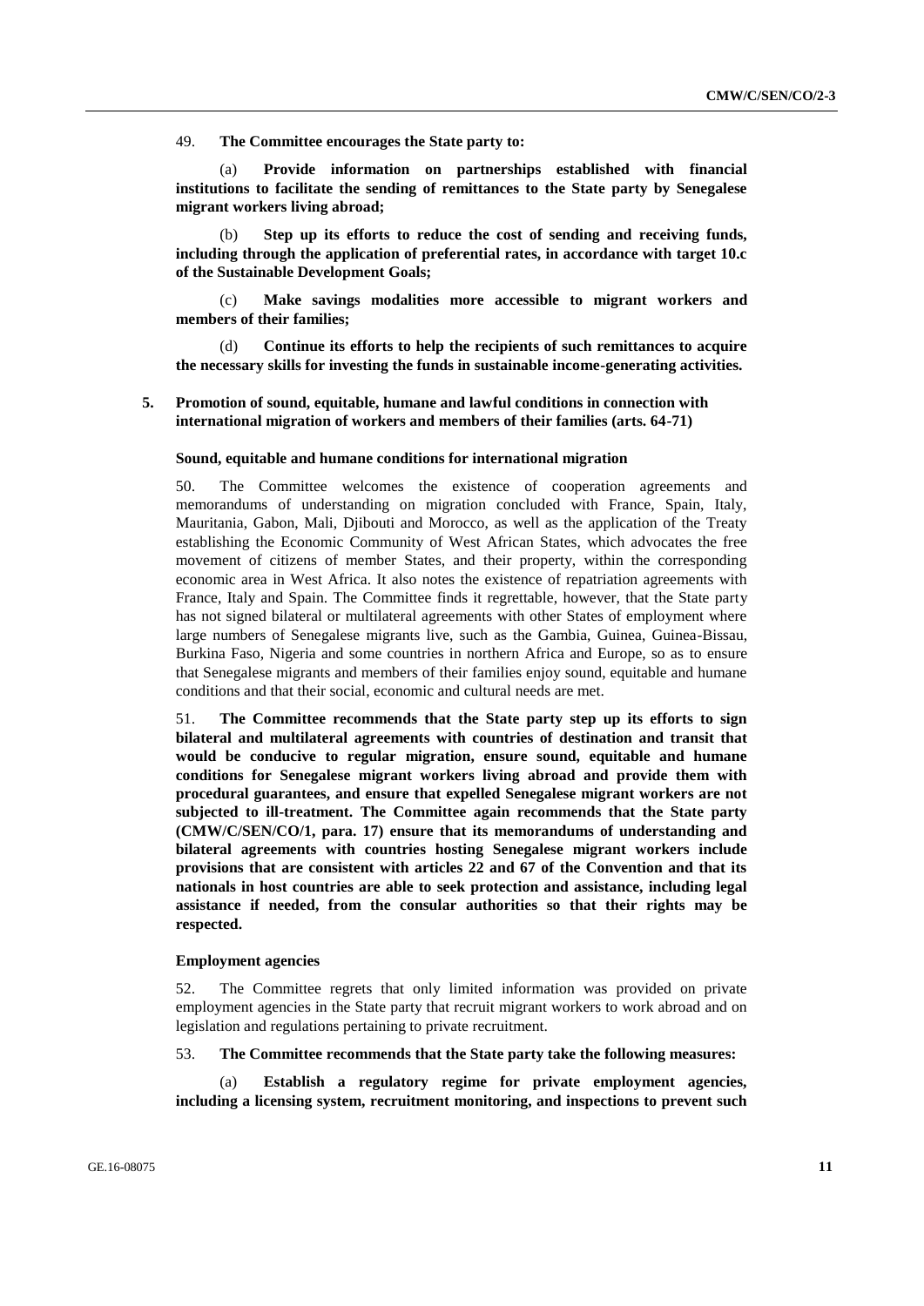49. **The Committee encourages the State party to:**

(a) **Provide information on partnerships established with financial institutions to facilitate the sending of remittances to the State party by Senegalese migrant workers living abroad;**

(b) **Step up its efforts to reduce the cost of sending and receiving funds, including through the application of preferential rates, in accordance with target 10.c of the Sustainable Development Goals;**

(c) **Make savings modalities more accessible to migrant workers and members of their families;**

(d) **Continue its efforts to help the recipients of such remittances to acquire the necessary skills for investing the funds in sustainable income-generating activities.**

## 5. Promotion of sound, equitable, humane and lawful conditions in connection with international migration of workers and members of their families (arts. 64-71)

### Sound, equitable and humane conditions for international migration

50. The Committee welcomes the existence of cooperation agreements and memorandums of understanding on migration concluded with France, Spain, Italy, Mauritania, Gabon, Mali, Djibouti and Morocco, as well as the application of the Treaty establishing the Economic Community of West African States, which advocates the free movement of citizens of member States, and their property, within the corresponding economic area in West Africa. It also notes the existence of repatriation agreements with France, Italy and Spain. The Committee finds it regrettable, however, that the State party has not signed bilateral or multilateral agreements with other States of employment where large numbers of Senegalese migrants live, such as the Gambia, Guinea, Guinea-Bissau, Burkina Faso, Nigeria and some countries in northern Africa and Europe, so as to ensure that Senegalese migrants and members of their families enjoy sound, equitable and humane conditions and that their social, economic and cultural needs are met.

51. **The Committee recommends that the State party step up its efforts to sign bilateral and multilateral agreements with countries of destination and transit that would be conducive to regular migration, ensure sound, equitable and humane conditions for Senegalese migrant workers living abroad and provide them with procedural guarantees, and ensure that expelled Senegalese migrant workers are not subjected to ill-treatment. The Committee again recommends that the State party (CMW/C/SEN/CO/1, para. 17) ensure that its memorandums of understanding and bilateral agreements with countries hosting Senegalese migrant workers include provisions that are consistent with articles 22 and 67 of the Convention and that its nationals in host countries are able to seek protection and assistance, including legal assistance if needed, from the consular authorities so that their rights may be respected.**

### Employment agencies

52. The Committee regrets that only limited information was provided on private employment agencies in the State party that recruit migrant workers to work abroad and on legislation and regulations pertaining to private recruitment.

53. **The Committee recommends that the State party take the following measures:**

(a) **Establish a regulatory regime for private employment agencies, including a licensing system, recruitment monitoring, and inspections to prevent such**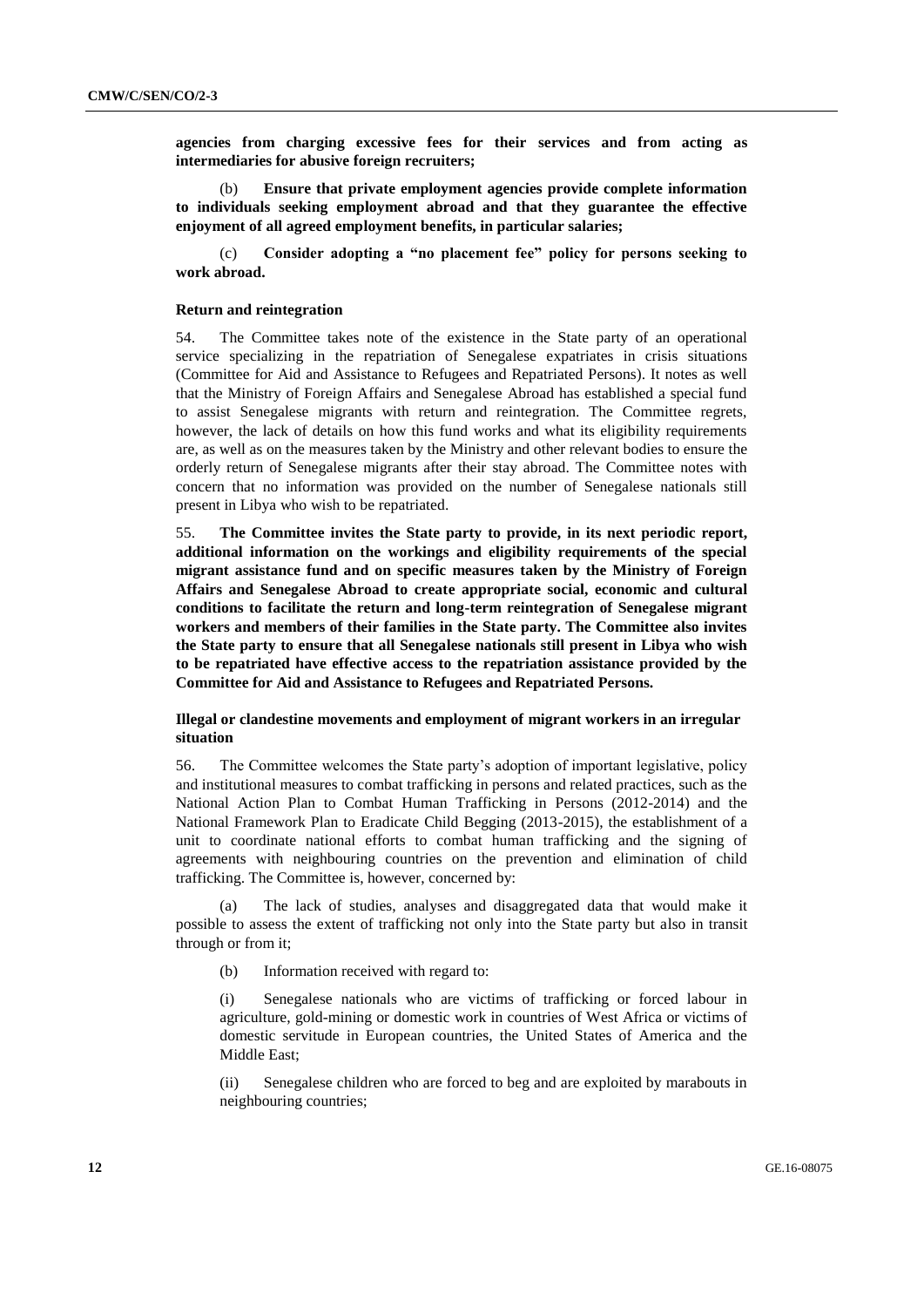**agencies from charging excessive fees for their services and from acting as intermediaries for abusive foreign recruiters;**

(b) **Ensure that private employment agencies provide complete information to individuals seeking employment abroad and that they guarantee the effective enjoyment of all agreed employment benefits, in particular salaries;**

(c) **Consider adopting a "no placement fee" policy for persons seeking to work abroad.**

#### Return and reintegration

54. The Committee takes note of the existence in the State party of an operational service specializing in the repatriation of Senegalese expatriates in crisis situations (Committee for Aid and Assistance to Refugees and Repatriated Persons). It notes as well that the Ministry of Foreign Affairs and Senegalese Abroad has established a special fund to assist Senegalese migrants with return and reintegration. The Committee regrets, however, the lack of details on how this fund works and what its eligibility requirements are, as well as on the measures taken by the Ministry and other relevant bodies to ensure the orderly return of Senegalese migrants after their stay abroad. The Committee notes with concern that no information was provided on the number of Senegalese nationals still present in Libya who wish to be repatriated.

55. **The Committee invites the State party to provide, in its next periodic report, additional information on the workings and eligibility requirements of the special migrant assistance fund and on specific measures taken by the Ministry of Foreign Affairs and Senegalese Abroad to create appropriate social, economic and cultural conditions to facilitate the return and long-term reintegration of Senegalese migrant workers and members of their families in the State party. The Committee also invites the State party to ensure that all Senegalese nationals still present in Libya who wish to be repatriated have effective access to the repatriation assistance provided by the Committee for Aid and Assistance to Refugees and Repatriated Persons.**

#### Illegal or clandestine movements and employment of migrant workers in an irregular situation

56. The Committee welcomes the State party's adoption of important legislative, policy and institutional measures to combat trafficking in persons and related practices, such as the National Action Plan to Combat Human Trafficking in Persons (2012-2014) and the National Framework Plan to Eradicate Child Begging (2013-2015), the establishment of a unit to coordinate national efforts to combat human trafficking and the signing of agreements with neighbouring countries on the prevention and elimination of child trafficking. The Committee is, however, concerned by:

(a) The lack of studies, analyses and disaggregated data that would make it possible to assess the extent of trafficking not only into the State party but also in transit through or from it;

(b) Information received with regard to:

(i) Senegalese nationals who are victims of trafficking or forced labour in agriculture, gold-mining or domestic work in countries of West Africa or victims of domestic servitude in European countries, the United States of America and the Middle East;

(ii) Senegalese children who are forced to beg and are exploited by marabouts in neighbouring countries;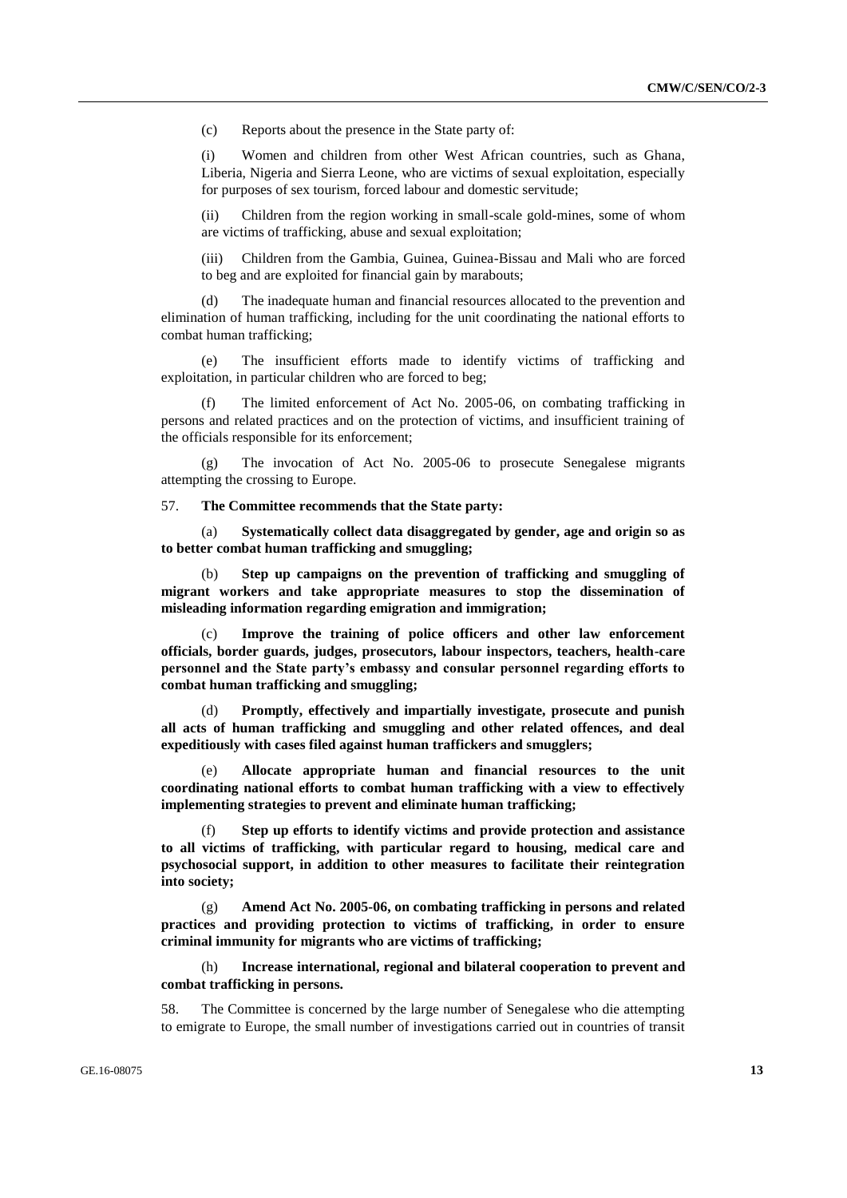(c) Reports about the presence in the State party of:

(i) Women and children from other West African countries, such as Ghana, Liberia, Nigeria and Sierra Leone, who are victims of sexual exploitation, especially for purposes of sex tourism, forced labour and domestic servitude;

(ii) Children from the region working in small-scale gold-mines, some of whom are victims of trafficking, abuse and sexual exploitation;

(iii) Children from the Gambia, Guinea, Guinea-Bissau and Mali who are forced to beg and are exploited for financial gain by marabouts;

(d) The inadequate human and financial resources allocated to the prevention and elimination of human trafficking, including for the unit coordinating the national efforts to combat human trafficking;

(e) The insufficient efforts made to identify victims of trafficking and exploitation, in particular children who are forced to beg;

(f) The limited enforcement of Act No. 2005-06, on combating trafficking in persons and related practices and on the protection of victims, and insufficient training of the officials responsible for its enforcement;

(g) The invocation of Act No. 2005-06 to prosecute Senegalese migrants attempting the crossing to Europe.

57. **The Committee recommends that the State party:**

(a) **Systematically collect data disaggregated by gender, age and origin so as to better combat human trafficking and smuggling;**

(b) **Step up campaigns on the prevention of trafficking and smuggling of migrant workers and take appropriate measures to stop the dissemination of misleading information regarding emigration and immigration;**

(c) **Improve the training of police officers and other law enforcement officials, border guards, judges, prosecutors, labour inspectors, teachers, health-care personnel and the State party's embassy and consular personnel regarding efforts to combat human trafficking and smuggling;**

(d) **Promptly, effectively and impartially investigate, prosecute and punish all acts of human trafficking and smuggling and other related offences, and deal expeditiously with cases filed against human traffickers and smugglers;**

(e) **Allocate appropriate human and financial resources to the unit coordinating national efforts to combat human trafficking with a view to effectively implementing strategies to prevent and eliminate human trafficking;**

(f) **Step up efforts to identify victims and provide protection and assistance to all victims of trafficking, with particular regard to housing, medical care and psychosocial support, in addition to other measures to facilitate their reintegration into society;**

(g) **Amend Act No. 2005-06, on combating trafficking in persons and related practices and providing protection to victims of trafficking, in order to ensure criminal immunity for migrants who are victims of trafficking;**

(h) **Increase international, regional and bilateral cooperation to prevent and combat trafficking in persons.**

58. The Committee is concerned by the large number of Senegalese who die attempting to emigrate to Europe, the small number of investigations carried out in countries of transit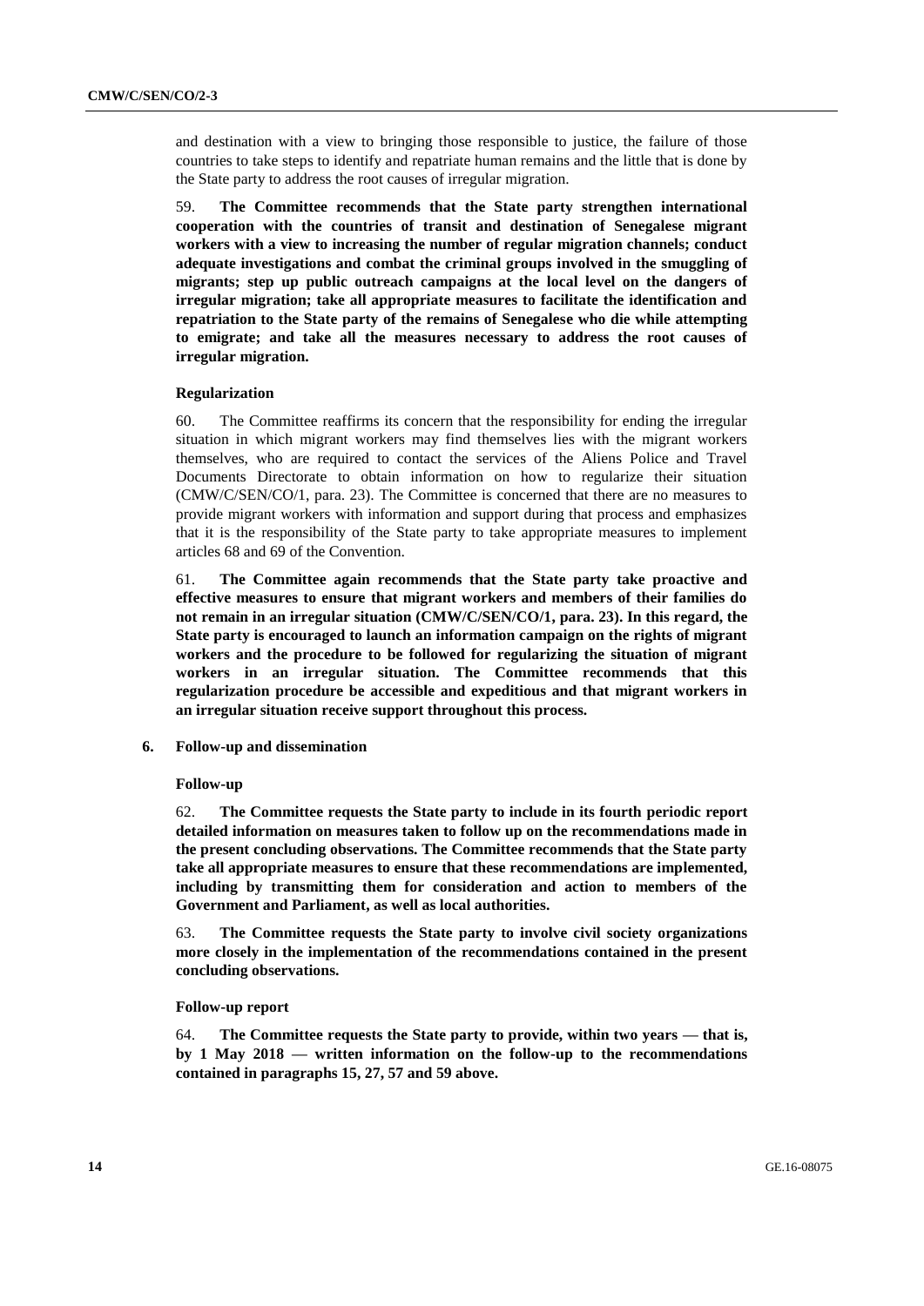and destination with a view to bringing those responsible to justice, the failure of those countries to take steps to identify and repatriate human remains and the little that is done by the State party to address the root causes of irregular migration.

59. **The Committee recommends that the State party strengthen international cooperation with the countries of transit and destination of Senegalese migrant workers with a view to increasing the number of regular migration channels; conduct adequate investigations and combat the criminal groups involved in the smuggling of migrants; step up public outreach campaigns at the local level on the dangers of irregular migration; take all appropriate measures to facilitate the identification and repatriation to the State party of the remains of Senegalese who die while attempting to emigrate; and take all the measures necessary to address the root causes of irregular migration.**

#### Regularization

60. The Committee reaffirms its concern that the responsibility for ending the irregular situation in which migrant workers may find themselves lies with the migrant workers themselves, who are required to contact the services of the Aliens Police and Travel Documents Directorate to obtain information on how to regularize their situation (CMW/C/SEN/CO/1, para. 23). The Committee is concerned that there are no measures to provide migrant workers with information and support during that process and emphasizes that it is the responsibility of the State party to take appropriate measures to implement articles 68 and 69 of the Convention.

61. **The Committee again recommends that the State party take proactive and effective measures to ensure that migrant workers and members of their families do not remain in an irregular situation (CMW/C/SEN/CO/1, para. 23). In this regard, the State party is encouraged to launch an information campaign on the rights of migrant workers and the procedure to be followed for regularizing the situation of migrant workers in an irregular situation. The Committee recommends that this regularization procedure be accessible and expeditious and that migrant workers in an irregular situation receive support throughout this process.**

## 6. Follow-up and dissemination

#### Follow-up

62. **The Committee requests the State party to include in its fourth periodic report detailed information on measures taken to follow up on the recommendations made in the present concluding observations. The Committee recommends that the State party take all appropriate measures to ensure that these recommendations are implemented, including by transmitting them for consideration and action to members of the Government and Parliament, as well as local authorities.**

63. **The Committee requests the State party to involve civil society organizations more closely in the implementation of the recommendations contained in the present concluding observations.**

#### Follow-up report

64. **The Committee requests the State party to provide, within two years — that is, by 1 May 2018 — written information on the follow-up to the recommendations contained in paragraphs 15, 27, 57 and 59 above.**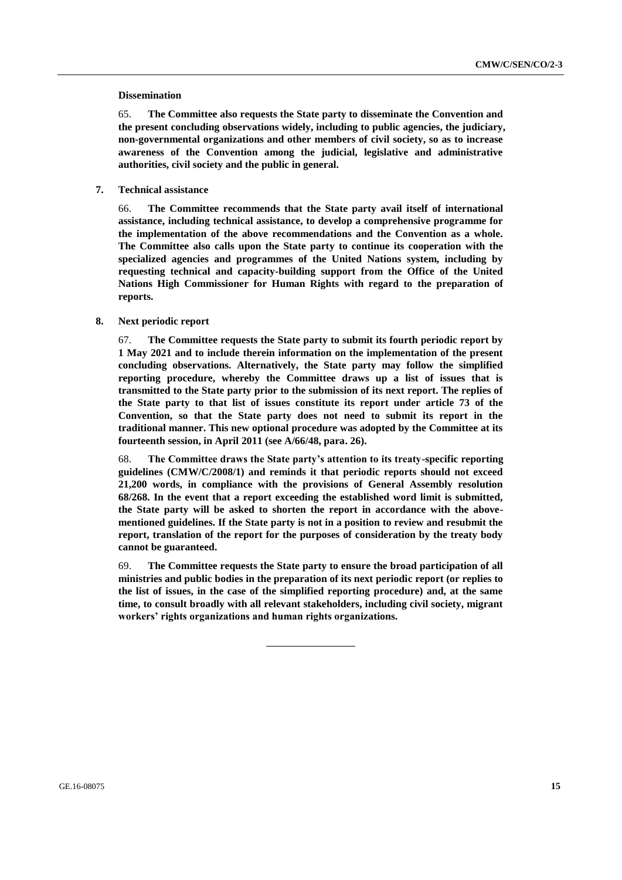**Dissemination**

65. **The Committee also requests the State party to disseminate the Convention and the present concluding observations widely, including to public agencies, the judiciary, non-governmental organizations and other members of civil society, so as to increase awareness of the Convention among the judicial, legislative and administrative authorities, civil society and the public in general.**

## 7. Technical assistance

66. **The Committee recommends that the State party avail itself of international assistance, including technical assistance, to develop a comprehensive programme for the implementation of the above recommendations and the Convention as a whole. The Committee also calls upon the State party to continue its cooperation with the specialized agencies and programmes of the United Nations system, including by requesting technical and capacity-building support from the Office of the United Nations High Commissioner for Human Rights with regard to the preparation of reports.**

## 8. Next periodic report

67. **The Committee requests the State party to submit its fourth periodic report by 1 May 2021 and to include therein information on the implementation of the present concluding observations. Alternatively, the State party may follow the simplified reporting procedure, whereby the Committee draws up a list of issues that is transmitted to the State party prior to the submission of its next report. The replies of the State party to that list of issues constitute its report under article 73 of the Convention, so that the State party does not need to submit its report in the traditional manner. This new optional procedure was adopted by the Committee at its fourteenth session, in April 2011 (see A/66/48, para. 26).**

68. **The Committee draws the State party's attention to its treaty-specific reporting guidelines (CMW/C/2008/1) and reminds it that periodic reports should not exceed 21,200 words, in compliance with the provisions of General Assembly resolution 68/268. In the event that a report exceeding the established word limit is submitted, the State party will be asked to shorten the report in accordance with the above-mentioned guidelines. If the State party is not in a position to review and resubmit the report, translation of the report for the purposes of consideration by the treaty body cannot be guaranteed.**

69. **The Committee requests the State party to ensure the broad participation of all ministries and public bodies in the preparation of its next periodic report (or replies to the list of issues, in the case of the simplified reporting procedure) and, at the same time, to consult broadly with all relevant stakeholders, including civil society, migrant workers' rights organizations and human rights organizations.**